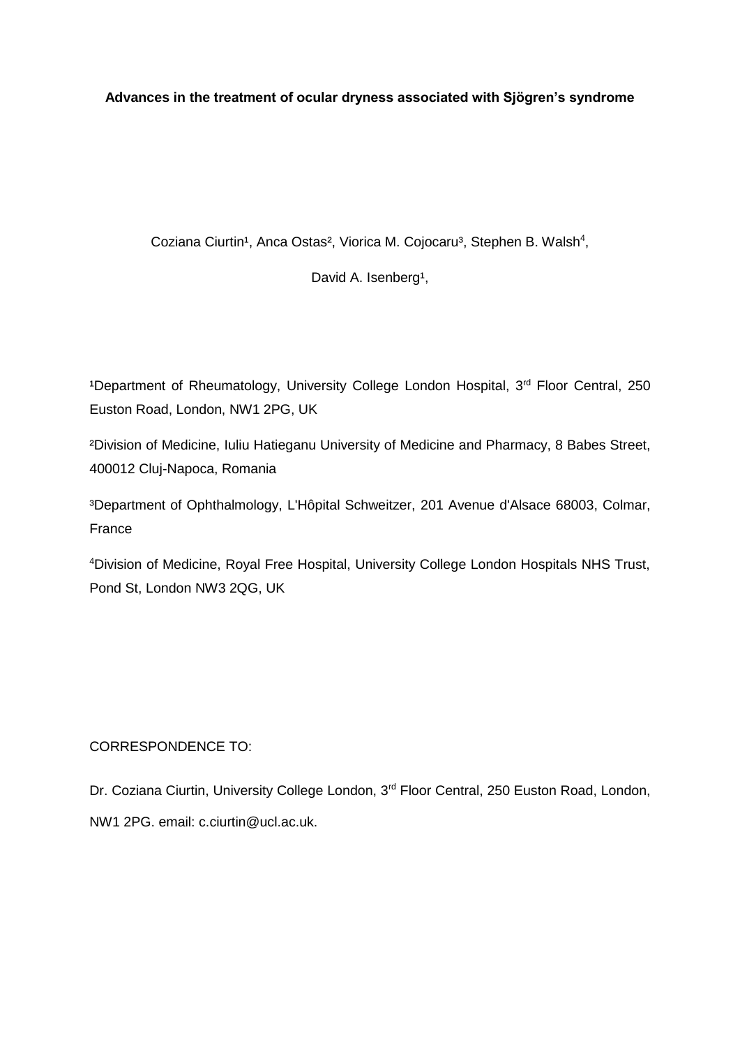# Advances in the treatment of ocular dryness associated with Sjögren's syndrome

Coziana Ciurtin[1], Anca Ostas[2], Viorica M. Cojocaru[3], Stephen B. Walsh[4],

David A. Isenberg[1],

[1]Department of Rheumatology, University College London Hospital, 3rd Floor Central, 250 Euston Road, London, NW1 2PG, UK

[2]Division of Medicine, Iuliu Hatieganu University of Medicine and Pharmacy, 8 Babes Street, 400012 Cluj-Napoca, Romania

[3]Department of Ophthalmology, L'Hôpital Schweitzer, 201 Avenue d'Alsace 68003, Colmar, France

[4]Division of Medicine, Royal Free Hospital, University College London Hospitals NHS Trust, Pond St, London NW3 2QG, UK

CORRESPONDENCE TO:

Dr. Coziana Ciurtin, University College London, 3rd Floor Central, 250 Euston Road, London, NW1 2PG. email: c.ciurtin@ucl.ac.uk.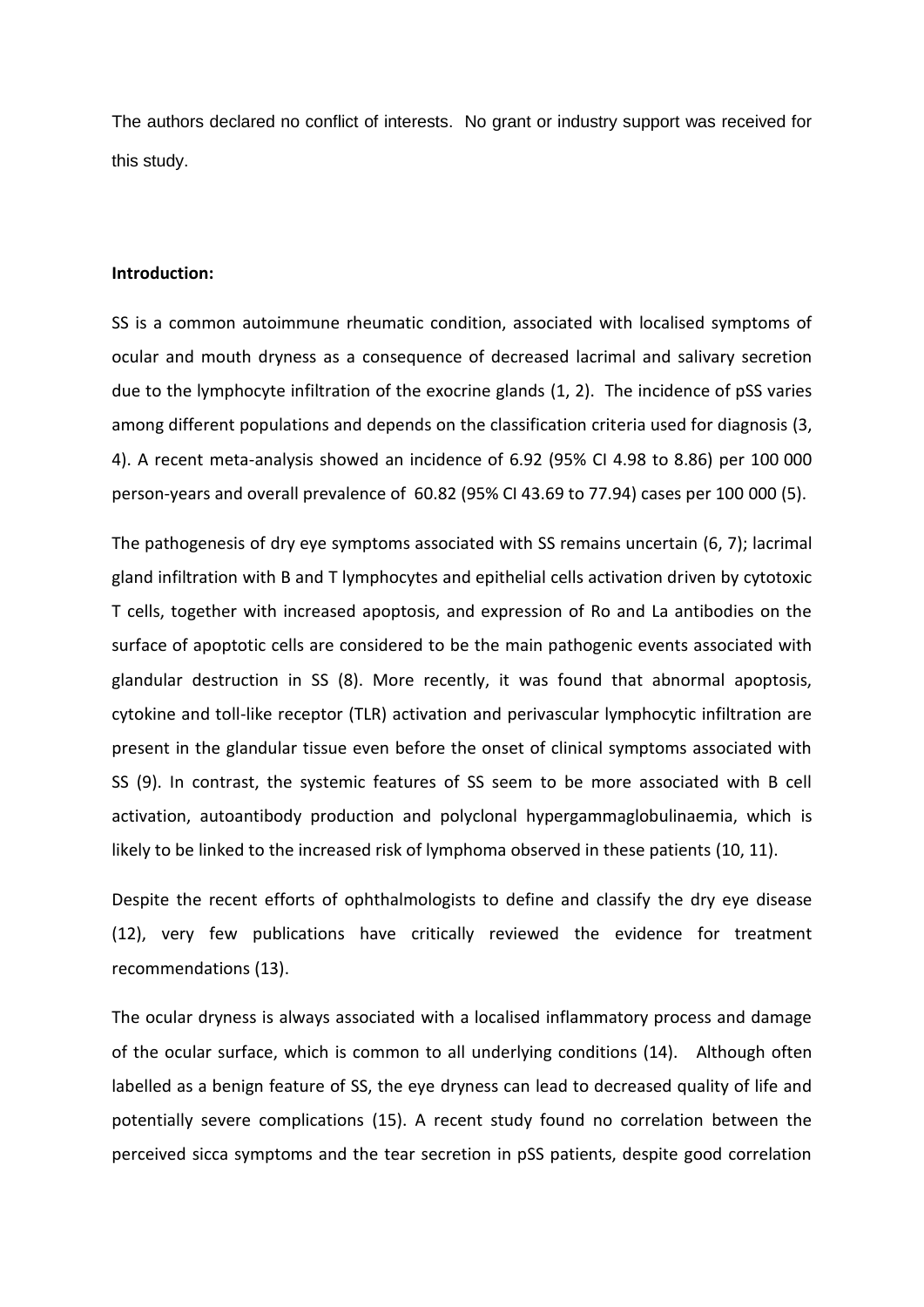The authors declared no conflict of interests. No grant or industry support was received for this study.

**Introduction:**

SS is a common autoimmune rheumatic condition, associated with localised symptoms of ocular and mouth dryness as a consequence of decreased lacrimal and salivary secretion due to the lymphocyte infiltration of the exocrine glands (1, 2). The incidence of pSS varies among different populations and depends on the classification criteria used for diagnosis (3, 4). A recent meta-analysis showed an incidence of 6.92 (95% CI 4.98 to 8.86) per 100 000 person-years and overall prevalence of 60.82 (95% CI 43.69 to 77.94) cases per 100 000 (5).

The pathogenesis of dry eye symptoms associated with SS remains uncertain (6, 7); lacrimal gland infiltration with B and T lymphocytes and epithelial cells activation driven by cytotoxic T cells, together with increased apoptosis, and expression of Ro and La antibodies on the surface of apoptotic cells are considered to be the main pathogenic events associated with glandular destruction in SS (8). More recently, it was found that abnormal apoptosis, cytokine and toll-like receptor (TLR) activation and perivascular lymphocytic infiltration are present in the glandular tissue even before the onset of clinical symptoms associated with SS (9). In contrast, the systemic features of SS seem to be more associated with B cell activation, autoantibody production and polyclonal hypergammaglobulinaemia, which is likely to be linked to the increased risk of lymphoma observed in these patients (10, 11).

Despite the recent efforts of ophthalmologists to define and classify the dry eye disease (12), very few publications have critically reviewed the evidence for treatment recommendations (13).

The ocular dryness is always associated with a localised inflammatory process and damage of the ocular surface, which is common to all underlying conditions (14). Although often labelled as a benign feature of SS, the eye dryness can lead to decreased quality of life and potentially severe complications (15). A recent study found no correlation between the perceived sicca symptoms and the tear secretion in pSS patients, despite good correlation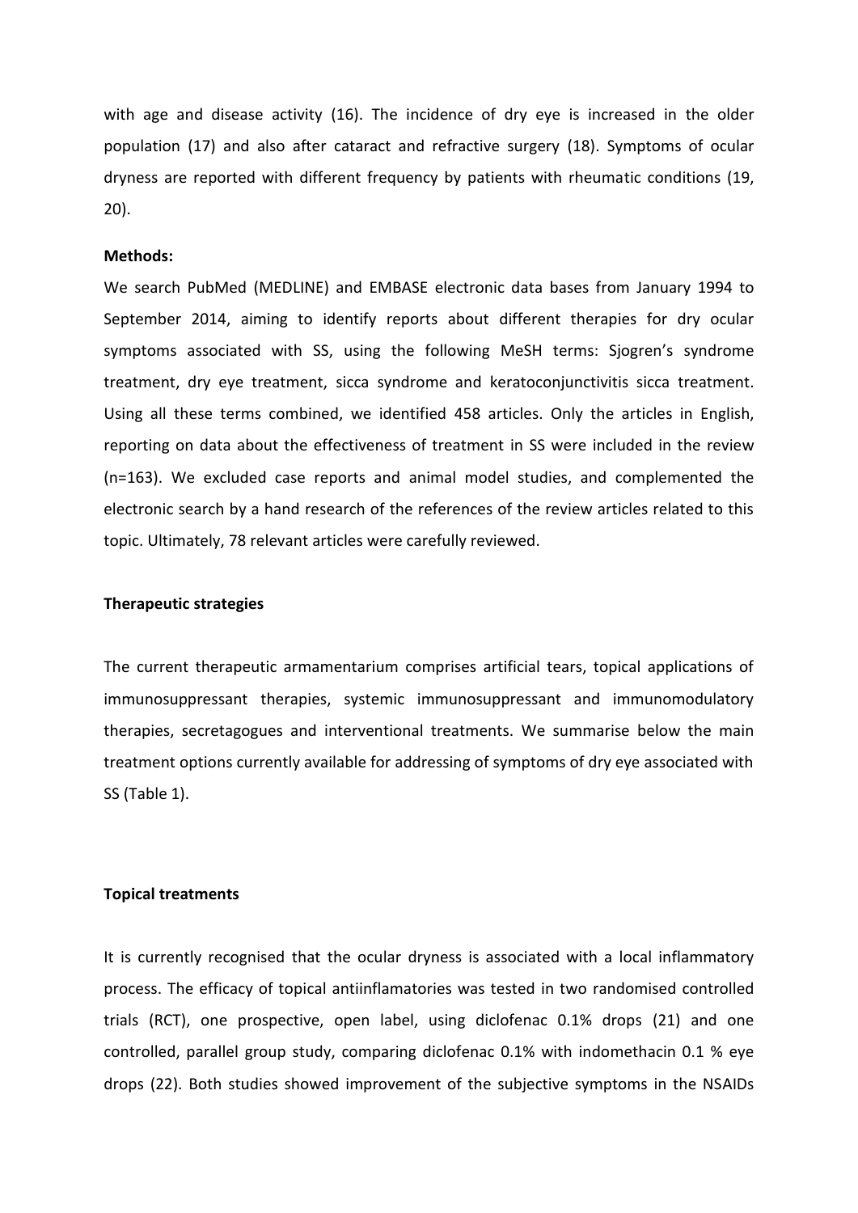with age and disease activity (16). The incidence of dry eye is increased in the older population (17) and also after cataract and refractive surgery (18). Symptoms of ocular dryness are reported with different frequency by patients with rheumatic conditions (19, 20).

**Methods:**

We search PubMed (MEDLINE) and EMBASE electronic data bases from January 1994 to September 2014, aiming to identify reports about different therapies for dry ocular symptoms associated with SS, using the following MeSH terms: Sjogren's syndrome treatment, dry eye treatment, sicca syndrome and keratoconjunctivitis sicca treatment. Using all these terms combined, we identified 458 articles. Only the articles in English, reporting on data about the effectiveness of treatment in SS were included in the review (n=163). We excluded case reports and animal model studies, and complemented the electronic search by a hand research of the references of the review articles related to this topic. Ultimately, 78 relevant articles were carefully reviewed.

**Therapeutic strategies**

The current therapeutic armamentarium comprises artificial tears, topical applications of immunosuppressant therapies, systemic immunosuppressant and immunomodulatory therapies, secretagogues and interventional treatments. We summarise below the main treatment options currently available for addressing of symptoms of dry eye associated with SS (Table 1).

**Topical treatments**

It is currently recognised that the ocular dryness is associated with a local inflammatory process. The efficacy of topical antiinflamatories was tested in two randomised controlled trials (RCT), one prospective, open label, using diclofenac 0.1% drops (21) and one controlled, parallel group study, comparing diclofenac 0.1% with indomethacin 0.1 % eye drops (22). Both studies showed improvement of the subjective symptoms in the NSAIDs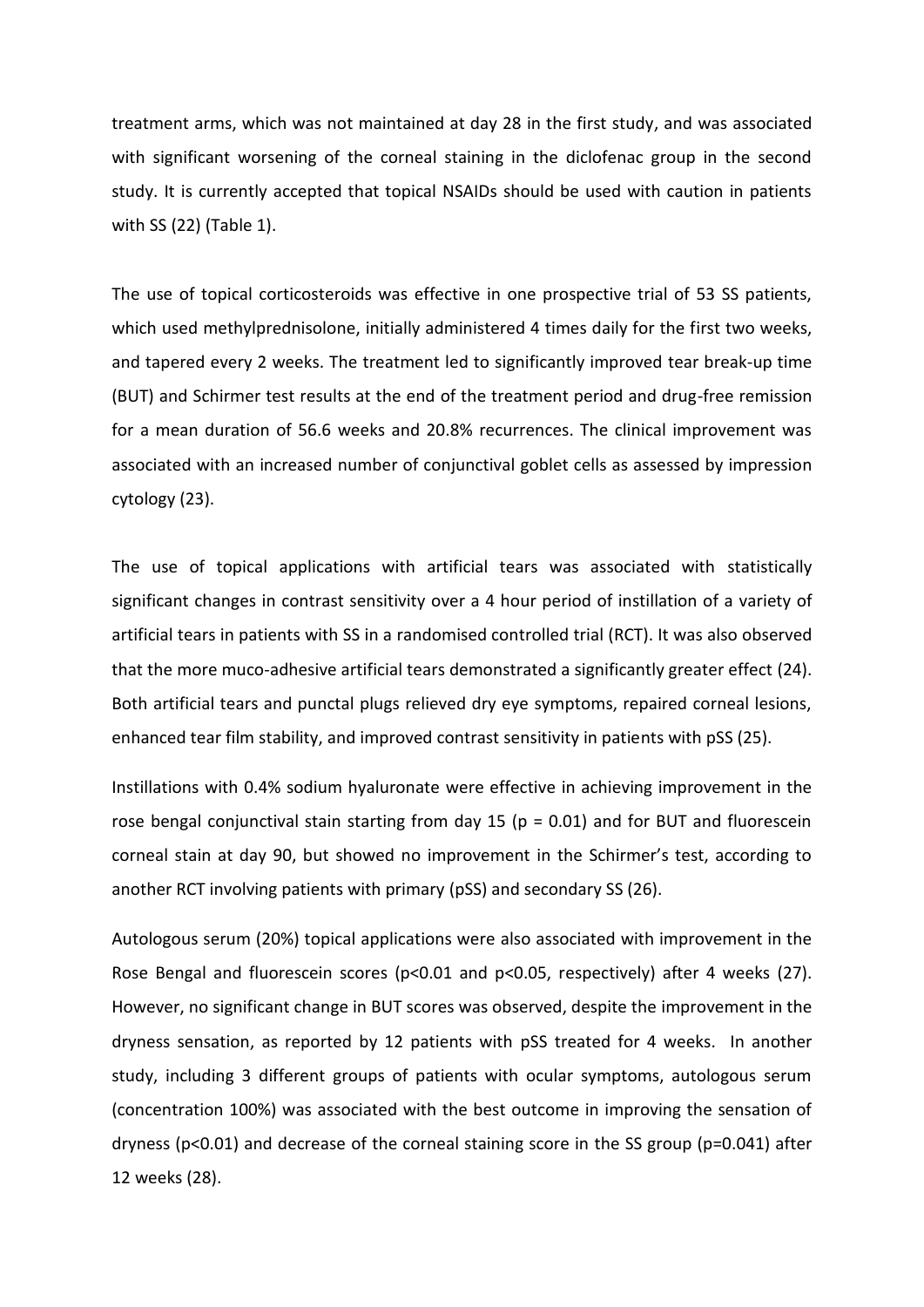treatment arms, which was not maintained at day 28 in the first study, and was associated with significant worsening of the corneal staining in the diclofenac group in the second study. It is currently accepted that topical NSAIDs should be used with caution in patients with SS (22) (Table 1).

The use of topical corticosteroids was effective in one prospective trial of 53 SS patients, which used methylprednisolone, initially administered 4 times daily for the first two weeks, and tapered every 2 weeks. The treatment led to significantly improved tear break-up time (BUT) and Schirmer test results at the end of the treatment period and drug-free remission for a mean duration of 56.6 weeks and 20.8% recurrences. The clinical improvement was associated with an increased number of conjunctival goblet cells as assessed by impression cytology (23).

The use of topical applications with artificial tears was associated with statistically significant changes in contrast sensitivity over a 4 hour period of instillation of a variety of artificial tears in patients with SS in a randomised controlled trial (RCT). It was also observed that the more muco-adhesive artificial tears demonstrated a significantly greater effect (24). Both artificial tears and punctal plugs relieved dry eye symptoms, repaired corneal lesions, enhanced tear film stability, and improved contrast sensitivity in patients with pSS (25).

Instillations with 0.4% sodium hyaluronate were effective in achieving improvement in the rose bengal conjunctival stain starting from day 15 ($p = 0.01$) and for BUT and fluorescein corneal stain at day 90, but showed no improvement in the Schirmer's test, according to another RCT involving patients with primary (pSS) and secondary SS (26).

Autologous serum (20%) topical applications were also associated with improvement in the Rose Bengal and fluorescein scores ($p<0.01$ and $p<0.05$, respectively) after 4 weeks (27). However, no significant change in BUT scores was observed, despite the improvement in the dryness sensation, as reported by 12 patients with pSS treated for 4 weeks. In another study, including 3 different groups of patients with ocular symptoms, autologous serum (concentration 100%) was associated with the best outcome in improving the sensation of dryness ($p<0.01$) and decrease of the corneal staining score in the SS group ($p=0.041$) after 12 weeks (28).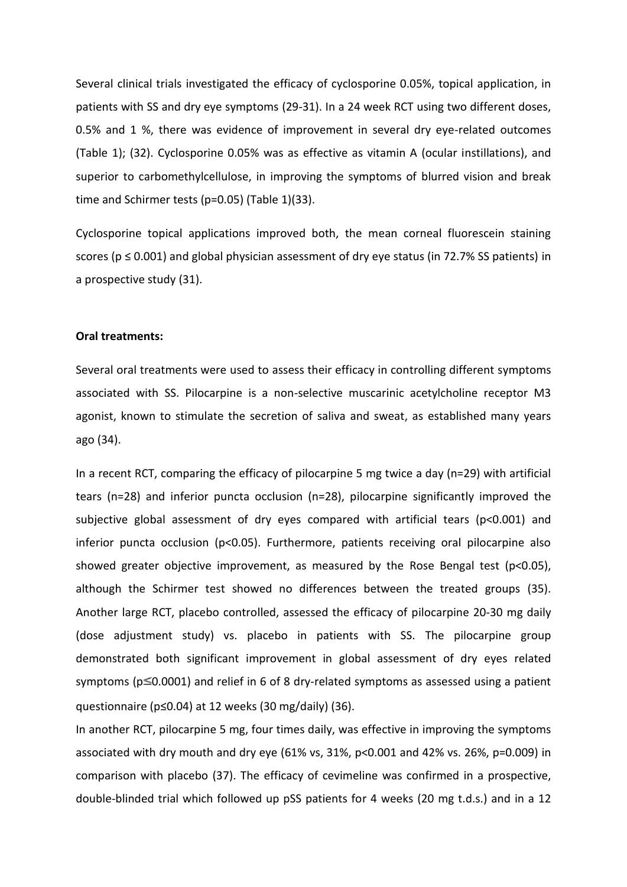Several clinical trials investigated the efficacy of cyclosporine 0.05%, topical application, in patients with SS and dry eye symptoms (29-31). In a 24 week RCT using two different doses, 0.5% and 1 %, there was evidence of improvement in several dry eye-related outcomes (Table 1); (32). Cyclosporine 0.05% was as effective as vitamin A (ocular instillations), and superior to carbomethylcellulose, in improving the symptoms of blurred vision and break time and Schirmer tests ($p=0.05$) (Table 1)(33).

Cyclosporine topical applications improved both, the mean corneal fluorescein staining scores ($p \leq 0.001$) and global physician assessment of dry eye status (in 72.7% SS patients) in a prospective study (31).

**Oral treatments:**

Several oral treatments were used to assess their efficacy in controlling different symptoms associated with SS. Pilocarpine is a non-selective muscarinic acetylcholine receptor M3 agonist, known to stimulate the secretion of saliva and sweat, as established many years ago (34).

In a recent RCT, comparing the efficacy of pilocarpine 5 mg twice a day (n=29) with artificial tears (n=28) and inferior puncta occlusion (n=28), pilocarpine significantly improved the subjective global assessment of dry eyes compared with artificial tears ($p<0.001$) and inferior puncta occlusion ($p<0.05$). Furthermore, patients receiving oral pilocarpine also showed greater objective improvement, as measured by the Rose Bengal test ($p<0.05$), although the Schirmer test showed no differences between the treated groups (35). Another large RCT, placebo controlled, assessed the efficacy of pilocarpine 20-30 mg daily (dose adjustment study) vs. placebo in patients with SS. The pilocarpine group demonstrated both significant improvement in global assessment of dry eyes related symptoms ($p \leq 0.0001$) and relief in 6 of 8 dry-related symptoms as assessed using a patient questionnaire ($p \leq 0.04$) at 12 weeks (30 mg/daily) (36).

In another RCT, pilocarpine 5 mg, four times daily, was effective in improving the symptoms associated with dry mouth and dry eye (61% vs, 31%, $p<0.001$ and 42% vs. 26%, $p=0.009$) in comparison with placebo (37). The efficacy of cevimeline was confirmed in a prospective, double-blinded trial which followed up pSS patients for 4 weeks (20 mg t.d.s.) and in a 12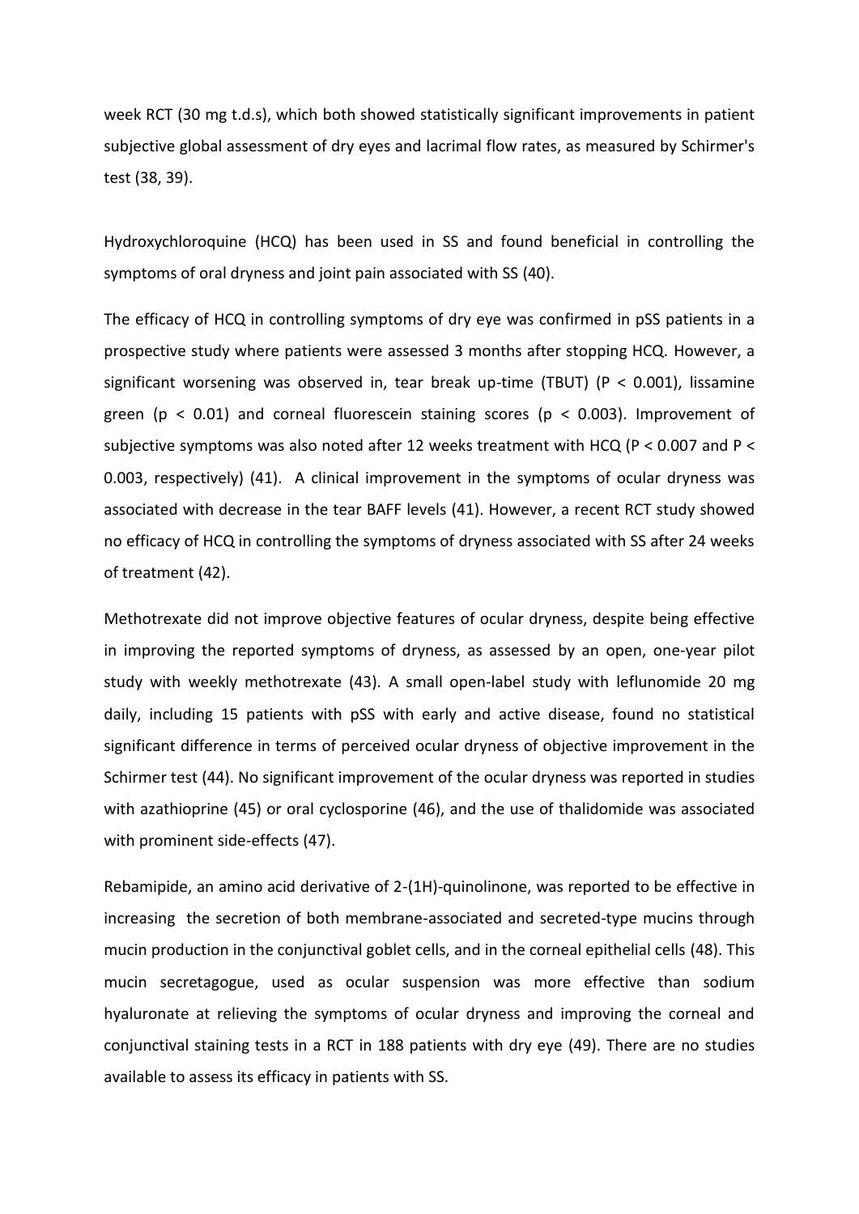week RCT (30 mg t.d.s), which both showed statistically significant improvements in patient subjective global assessment of dry eyes and lacrimal flow rates, as measured by Schirmer's test (38, 39).

Hydroxychloroquine (HCQ) has been used in SS and found beneficial in controlling the symptoms of oral dryness and joint pain associated with SS (40).

The efficacy of HCQ in controlling symptoms of dry eye was confirmed in pSS patients in a prospective study where patients were assessed 3 months after stopping HCQ. However, a significant worsening was observed in, tear break up-time (TBUT) ($P < 0.001$), lissamine green ($p < 0.01$) and corneal fluorescein staining scores ($p < 0.003$). Improvement of subjective symptoms was also noted after 12 weeks treatment with HCQ ($P < 0.007$ and $P < 0.003$, respectively) (41). A clinical improvement in the symptoms of ocular dryness was associated with decrease in the tear BAFF levels (41). However, a recent RCT study showed no efficacy of HCQ in controlling the symptoms of dryness associated with SS after 24 weeks of treatment (42).

Methotrexate did not improve objective features of ocular dryness, despite being effective in improving the reported symptoms of dryness, as assessed by an open, one-year pilot study with weekly methotrexate (43). A small open-label study with leflunomide 20 mg daily, including 15 patients with pSS with early and active disease, found no statistical significant difference in terms of perceived ocular dryness of objective improvement in the Schirmer test (44). No significant improvement of the ocular dryness was reported in studies with azathioprine (45) or oral cyclosporine (46), and the use of thalidomide was associated with prominent side-effects (47).

Rebamipide, an amino acid derivative of 2-(1H)-quinolinone, was reported to be effective in increasing the secretion of both membrane-associated and secreted-type mucins through mucin production in the conjunctival goblet cells, and in the corneal epithelial cells (48). This mucin secretagogue, used as ocular suspension was more effective than sodium hyaluronate at relieving the symptoms of ocular dryness and improving the corneal and conjunctival staining tests in a RCT in 188 patients with dry eye (49). There are no studies available to assess its efficacy in patients with SS.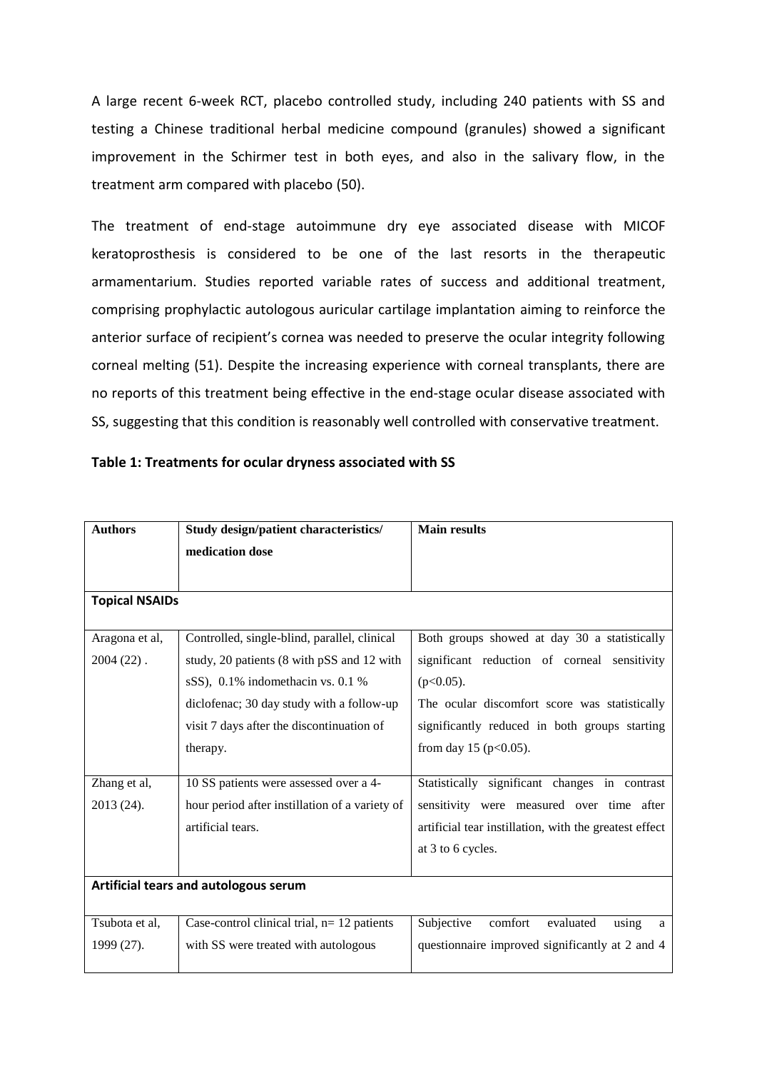A large recent 6-week RCT, placebo controlled study, including 240 patients with SS and testing a Chinese traditional herbal medicine compound (granules) showed a significant improvement in the Schirmer test in both eyes, and also in the salivary flow, in the treatment arm compared with placebo (50).

The treatment of end-stage autoimmune dry eye associated disease with MICOF keratoprosthesis is considered to be one of the last resorts in the therapeutic armamentarium. Studies reported variable rates of success and additional treatment, comprising prophylactic autologous auricular cartilage implantation aiming to reinforce the anterior surface of recipient's cornea was needed to preserve the ocular integrity following corneal melting (51). Despite the increasing experience with corneal transplants, there are no reports of this treatment being effective in the end-stage ocular disease associated with SS, suggesting that this condition is reasonably well controlled with conservative treatment.

**Table 1: Treatments for ocular dryness associated with SS**

| Authors | Study design/patient characteristics/ medication dose | Main results |
|---|---|---|
| **Topical NSAIDs** | | |
| Aragona et al, 2004 (22) . | Controlled, single-blind, parallel, clinical study, 20 patients (8 with pSS and 12 with sSS), 0.1% indomethacin vs. 0.1 % diclofenac; 30 day study with a follow-up visit 7 days after the discontinuation of therapy. | Both groups showed at day 30 a statistically significant reduction of corneal sensitivity ($p<0.05$). The ocular discomfort score was statistically significantly reduced in both groups starting from day 15 ($p<0.05$). |
| Zhang et al, 2013 (24). | 10 SS patients were assessed over a 4-hour period after instillation of a variety of artificial tears. | Statistically significant changes in contrast sensitivity were measured over time after artificial tear instillation, with the greatest effect at 3 to 6 cycles. |
| **Artificial tears and autologous serum** | | |
| Tsubota et al, 1999 (27). | Case-control clinical trial, n= 12 patients with SS were treated with autologous | Subjective comfort evaluated using a questionnaire improved significantly at 2 and 4 |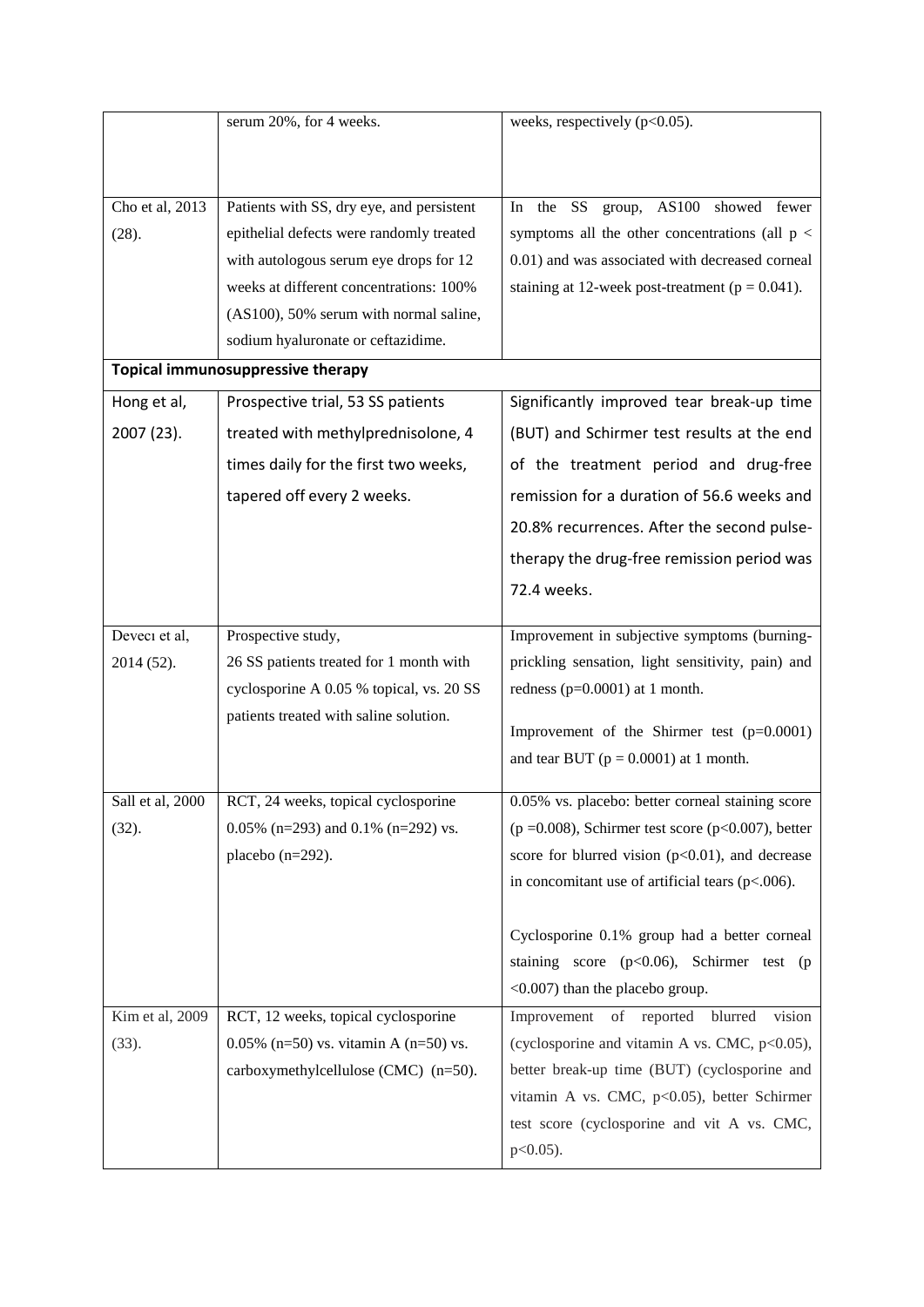|  |  |  |
|---|---|---|
|  | serum 20%, for 4 weeks. | weeks, respectively ($p<0.05$). |
| Cho et al, 2013 (28). | Patients with SS, dry eye, and persistent epithelial defects were randomly treated with autologous serum eye drops for 12 weeks at different concentrations: 100% (AS100), 50% serum with normal saline, sodium hyaluronate or ceftazidime. | In the SS group, AS100 showed fewer symptoms all the other concentrations (all $p < 0.01$) and was associated with decreased corneal staining at 12-week post-treatment ($p = 0.041$). |
| **Topical immunosuppressive therapy** | | |
| Hong et al, 2007 (23). | Prospective trial, 53 SS patients treated with methylprednisolone, 4 times daily for the first two weeks, tapered off every 2 weeks. | Significantly improved tear break-up time (BUT) and Schirmer test results at the end of the treatment period and drug-free remission for a duration of 56.6 weeks and 20.8% recurrences. After the second pulse-therapy the drug-free remission period was 72.4 weeks. |
| Devecı et al, 2014 (52). | Prospective study, 26 SS patients treated for 1 month with cyclosporine A 0.05 % topical, vs. 20 SS patients treated with saline solution. | Improvement in subjective symptoms (burning-prickling sensation, light sensitivity, pain) and redness ($p=0.0001$) at 1 month.<br><br>Improvement of the Shirmer test ($p=0.0001$) and tear BUT ($p = 0.0001$) at 1 month. |
| Sall et al, 2000 (32). | RCT, 24 weeks, topical cyclosporine 0.05% (n=293) and 0.1% (n=292) vs. placebo (n=292). | 0.05% vs. placebo: better corneal staining score ($p =0.008$), Schirmer test score ($p<0.007$), better score for blurred vision ($p<0.01$), and decrease in concomitant use of artificial tears ($p<.006$).<br><br>Cyclosporine 0.1% group had a better corneal staining score ($p<0.06$), Schirmer test ($p <0.007$) than the placebo group. |
| Kim et al, 2009 (33). | RCT, 12 weeks, topical cyclosporine 0.05% (n=50) vs. vitamin A (n=50) vs. carboxymethylcellulose (CMC) (n=50). | Improvement of reported blurred vision (cyclosporine and vitamin A vs. CMC, $p<0.05$), better break-up time (BUT) (cyclosporine and vitamin A vs. CMC, $p<0.05$), better Schirmer test score (cyclosporine and vit A vs. CMC, $p<0.05$). |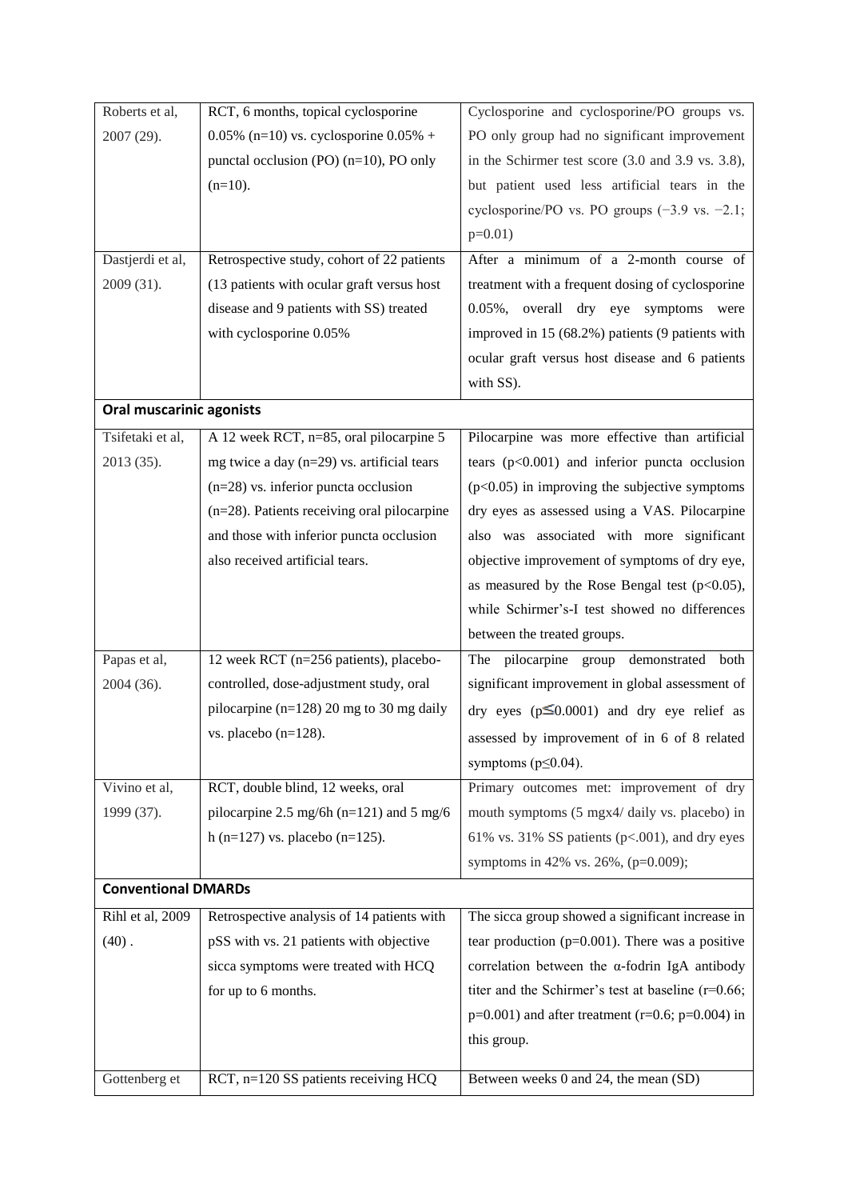| | | |
|---|---|---|
| Roberts et al, 2007 (29). | RCT, 6 months, topical cyclosporine 0.05% (n=10) vs. cyclosporine 0.05% + punctal occlusion (PO) (n=10), PO only (n=10). | Cyclosporine and cyclosporine/PO groups vs. PO only group had no significant improvement in the Schirmer test score (3.0 and 3.9 vs. 3.8), but patient used less artificial tears in the cyclosporine/PO vs. PO groups (−3.9 vs. −2.1; p=0.01) |
| Dastjerdi et al, 2009 (31). | Retrospective study, cohort of 22 patients (13 patients with ocular graft versus host disease and 9 patients with SS) treated with cyclosporine 0.05% | After a minimum of a 2-month course of treatment with a frequent dosing of cyclosporine 0.05%, overall dry eye symptoms were improved in 15 (68.2%) patients (9 patients with ocular graft versus host disease and 6 patients with SS). |
| **Oral muscarinic agonists** | | |
| Tsifetaki et al, 2013 (35). | A 12 week RCT, n=85, oral pilocarpine 5 mg twice a day (n=29) vs. artificial tears (n=28) vs. inferior puncta occlusion (n=28). Patients receiving oral pilocarpine and those with inferior puncta occlusion also received artificial tears. | Pilocarpine was more effective than artificial tears ($p<0.001$) and inferior puncta occlusion ($p<0.05$) in improving the subjective symptoms dry eyes as assessed using a VAS. Pilocarpine also was associated with more significant objective improvement of symptoms of dry eye, as measured by the Rose Bengal test ($p<0.05$), while Schirmer's-I test showed no differences between the treated groups. |
| Papas et al, 2004 (36). | 12 week RCT (n=256 patients), placebo-controlled, dose-adjustment study, oral pilocarpine (n=128) 20 mg to 30 mg daily vs. placebo (n=128). | The pilocarpine group demonstrated both significant improvement in global assessment of dry eyes ($p\leq 0.0001$) and dry eye relief as assessed by improvement of in 6 of 8 related symptoms ($p\leq 0.04$). |
| Vivino et al, 1999 (37). | RCT, double blind, 12 weeks, oral pilocarpine 2.5 mg/6h (n=121) and 5 mg/6 h (n=127) vs. placebo (n=125). | Primary outcomes met: improvement of dry mouth symptoms (5 mgx4/ daily vs. placebo) in 61% vs. 31% SS patients ($p<.001$), and dry eyes symptoms in 42% vs. 26%, ($p=0.009$); |
| **Conventional DMARDs** | | |
| Rihl et al, 2009 (40) . | Retrospective analysis of 14 patients with pSS with vs. 21 patients with objective sicca symptoms were treated with HCQ for up to 6 months. | The sicca group showed a significant increase in tear production ($p=0.001$). There was a positive correlation between the α-fodrin IgA antibody titer and the Schirmer's test at baseline ($r=0.66$; $p=0.001$) and after treatment ($r=0.6$; $p=0.004$) in this group. |
| Gottenberg et | RCT, n=120 SS patients receiving HCQ | Between weeks 0 and 24, the mean (SD) |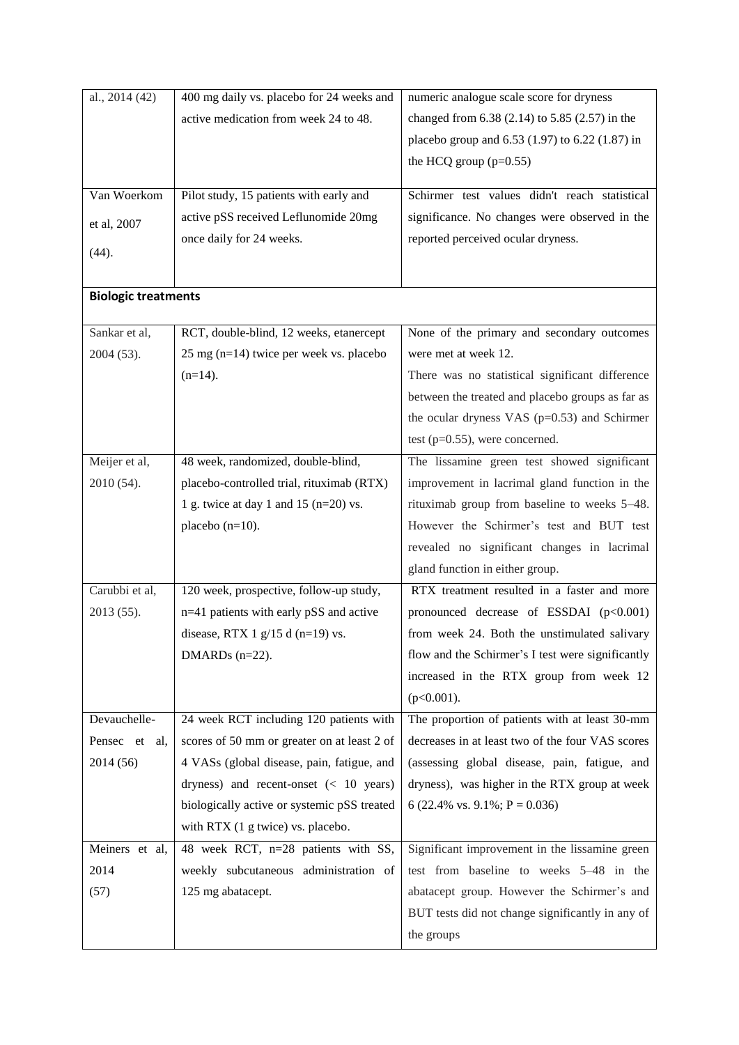| | | |
|---|---|---|
| al., 2014 (42) | 400 mg daily vs. placebo for 24 weeks and active medication from week 24 to 48. | numeric analogue scale score for dryness changed from 6.38 (2.14) to 5.85 (2.57) in the placebo group and 6.53 (1.97) to 6.22 (1.87) in the HCQ group (p=0.55) |
| Van Woerkom et al, 2007 (44). | Pilot study, 15 patients with early and active pSS received Leflunomide 20mg once daily for 24 weeks. | Schirmer test values didn't reach statistical significance. No changes were observed in the reported perceived ocular dryness. |
| **Biologic treatments** | | |
| Sankar et al, 2004 (53). | RCT, double-blind, 12 weeks, etanercept 25 mg (n=14) twice per week vs. placebo (n=14). | None of the primary and secondary outcomes were met at week 12. There was no statistical significant difference between the treated and placebo groups as far as the ocular dryness VAS (p=0.53) and Schirmer test (p=0.55), were concerned. |
| Meijer et al, 2010 (54). | 48 week, randomized, double-blind, placebo-controlled trial, rituximab (RTX) 1 g. twice at day 1 and 15 (n=20) vs. placebo (n=10). | The lissamine green test showed significant improvement in lacrimal gland function in the rituximab group from baseline to weeks 5–48. However the Schirmer's test and BUT test revealed no significant changes in lacrimal gland function in either group. |
| Carubbi et al, 2013 (55). | 120 week, prospective, follow-up study, n=41 patients with early pSS and active disease, RTX 1 g/15 d (n=19) vs. DMARDs (n=22). | RTX treatment resulted in a faster and more pronounced decrease of ESSDAI (p<0.001) from week 24. Both the unstimulated salivary flow and the Schirmer's I test were significantly increased in the RTX group from week 12 (p<0.001). |
| Devauchelle-Pensec et al, 2014 (56) | 24 week RCT including 120 patients with scores of 50 mm or greater on at least 2 of 4 VASs (global disease, pain, fatigue, and dryness) and recent-onset (< 10 years) biologically active or systemic pSS treated with RTX (1 g twice) vs. placebo. | The proportion of patients with at least 30-mm decreases in at least two of the four VAS scores (assessing global disease, pain, fatigue, and dryness), was higher in the RTX group at week 6 (22.4% vs. 9.1%; P = 0.036) |
| Meiners et al, 2014 (57) | 48 week RCT, n=28 patients with SS, weekly subcutaneous administration of 125 mg abatacept. | Significant improvement in the lissamine green test from baseline to weeks 5–48 in the abatacept group. However the Schirmer's and BUT tests did not change significantly in any of the groups |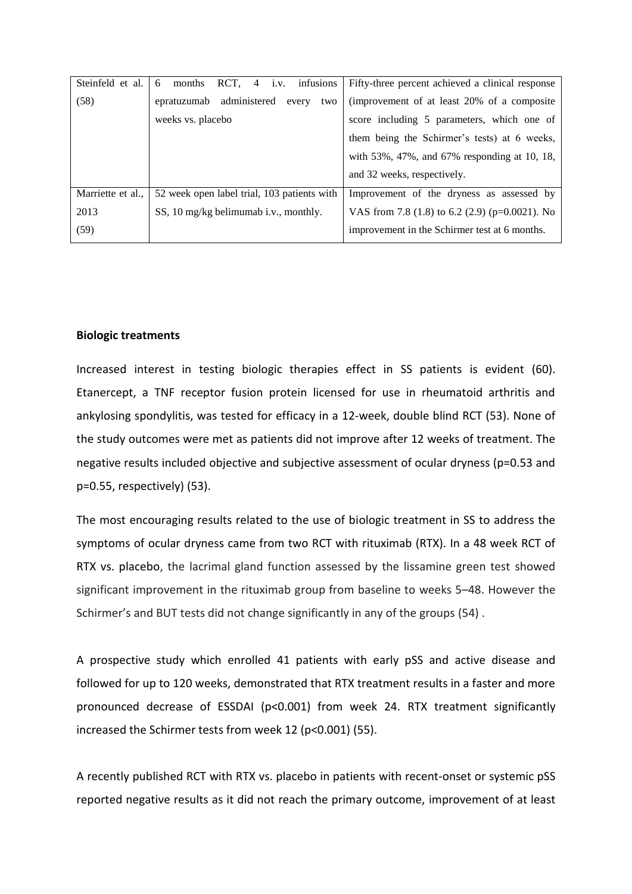| Steinfeld et al. (58) | 6 months RCT, 4 i.v. infusions epratuzumab administered every two weeks vs. placebo | Fifty-three percent achieved a clinical response (improvement of at least 20% of a composite score including 5 parameters, which one of them being the Schirmer's tests) at 6 weeks, with 53%, 47%, and 67% responding at 10, 18, and 32 weeks, respectively. |
|---|---|---|
| Marriette et al., 2013 (59) | 52 week open label trial, 103 patients with SS, 10 mg/kg belimumab i.v., monthly. | Improvement of the dryness as assessed by VAS from 7.8 (1.8) to 6.2 (2.9) (p=0.0021). No improvement in the Schirmer test at 6 months. |

**Biologic treatments**

Increased interest in testing biologic therapies effect in SS patients is evident (60). Etanercept, a TNF receptor fusion protein licensed for use in rheumatoid arthritis and ankylosing spondylitis, was tested for efficacy in a 12-week, double blind RCT (53). None of the study outcomes were met as patients did not improve after 12 weeks of treatment. The negative results included objective and subjective assessment of ocular dryness (p=0.53 and p=0.55, respectively) (53).

The most encouraging results related to the use of biologic treatment in SS to address the symptoms of ocular dryness came from two RCT with rituximab (RTX). In a 48 week RCT of RTX vs. placebo, the lacrimal gland function assessed by the lissamine green test showed significant improvement in the rituximab group from baseline to weeks 5–48. However the Schirmer's and BUT tests did not change significantly in any of the groups (54) .

A prospective study which enrolled 41 patients with early pSS and active disease and followed for up to 120 weeks, demonstrated that RTX treatment results in a faster and more pronounced decrease of ESSDAI (p<0.001) from week 24. RTX treatment significantly increased the Schirmer tests from week 12 (p<0.001) (55).

A recently published RCT with RTX vs. placebo in patients with recent-onset or systemic pSS reported negative results as it did not reach the primary outcome, improvement of at least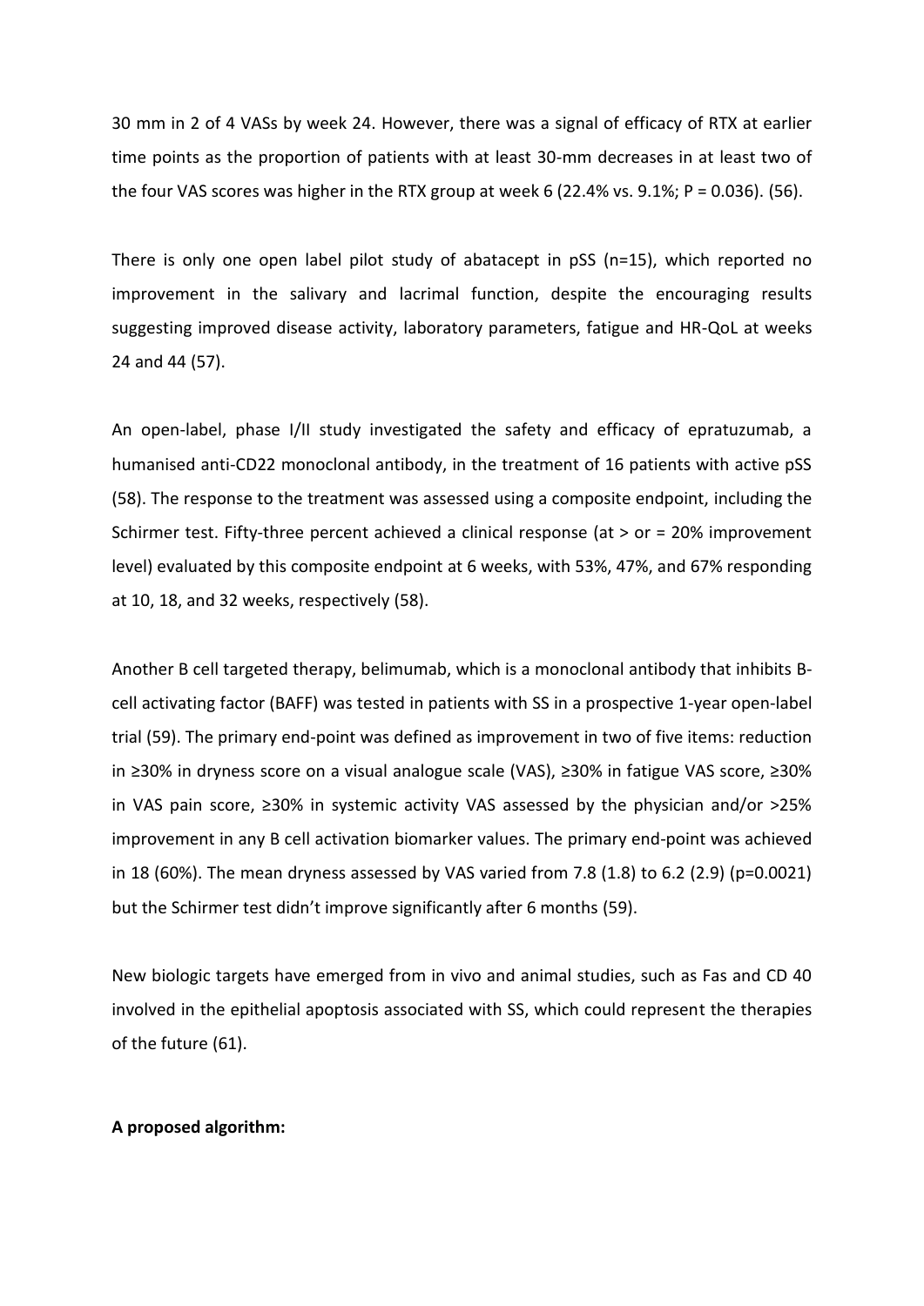30 mm in 2 of 4 VASs by week 24. However, there was a signal of efficacy of RTX at earlier time points as the proportion of patients with at least 30-mm decreases in at least two of the four VAS scores was higher in the RTX group at week 6 (22.4% vs. 9.1%; P = 0.036). (56).

There is only one open label pilot study of abatacept in pSS (n=15), which reported no improvement in the salivary and lacrimal function, despite the encouraging results suggesting improved disease activity, laboratory parameters, fatigue and HR-QoL at weeks 24 and 44 (57).

An open-label, phase I/II study investigated the safety and efficacy of epratuzumab, a humanised anti-CD22 monoclonal antibody, in the treatment of 16 patients with active pSS (58). The response to the treatment was assessed using a composite endpoint, including the Schirmer test. Fifty-three percent achieved a clinical response (at > or = 20% improvement level) evaluated by this composite endpoint at 6 weeks, with 53%, 47%, and 67% responding at 10, 18, and 32 weeks, respectively (58).

Another B cell targeted therapy, belimumab, which is a monoclonal antibody that inhibits B-cell activating factor (BAFF) was tested in patients with SS in a prospective 1-year open-label trial (59). The primary end-point was defined as improvement in two of five items: reduction in ≥30% in dryness score on a visual analogue scale (VAS), ≥30% in fatigue VAS score, ≥30% in VAS pain score, ≥30% in systemic activity VAS assessed by the physician and/or >25% improvement in any B cell activation biomarker values. The primary end-point was achieved in 18 (60%). The mean dryness assessed by VAS varied from 7.8 (1.8) to 6.2 (2.9) (p=0.0021) but the Schirmer test didn't improve significantly after 6 months (59).

New biologic targets have emerged from in vivo and animal studies, such as Fas and CD 40 involved in the epithelial apoptosis associated with SS, which could represent the therapies of the future (61).

**A proposed algorithm:**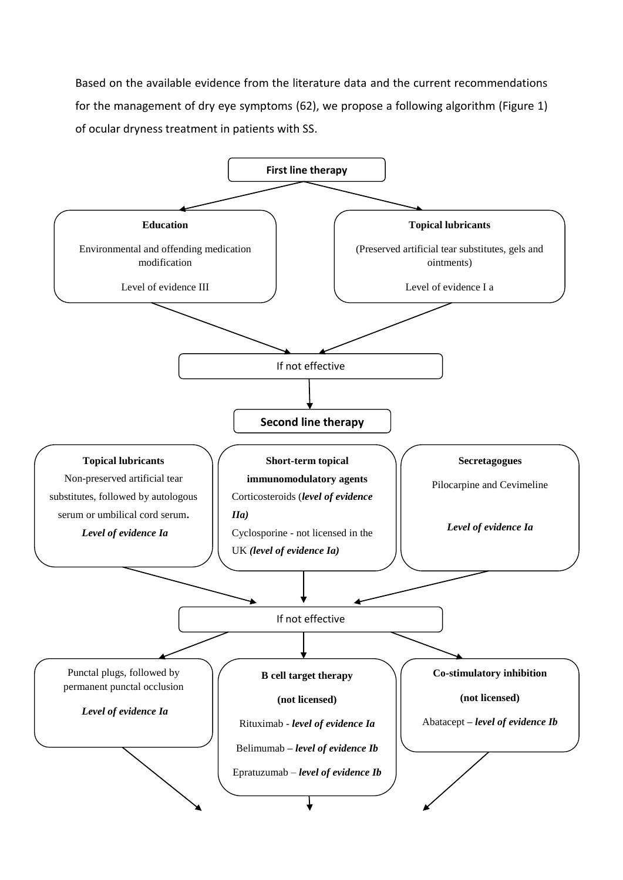Based on the available evidence from the literature data and the current recommendations for the management of dry eye symptoms (62), we propose a following algorithm (Figure 1) of ocular dryness treatment in patients with SS.

**First line therapy**

**Education**

Environmental and offending medication modification

Level of evidence III

**Topical lubricants**

(Preserved artificial tear substitutes, gels and ointments)

Level of evidence I a

If not effective

**Second line therapy**

**Topical lubricants**

Non-preserved artificial tear substitutes, followed by autologous serum or umbilical cord serum.

***Level of evidence Ia***

**Short-term topical immunomodulatory agents**

Corticosteroids (***level of evidence IIa)***

Cyclosporine - not licensed in the UK ***(level of evidence Ia)***

**Secretagogues**

Pilocarpine and Cevimeline

***Level of evidence Ia***

If not effective

Punctal plugs, followed by permanent punctal occlusion

***Level of evidence Ia***

**B cell target therapy**

**(not licensed)**

Rituximab - ***level of evidence Ia***

Belimumab – ***level of evidence Ib***

Epratuzumab – ***level of evidence Ib***

**Co-stimulatory inhibition**

**(not licensed)**

Abatacept – ***level of evidence Ib***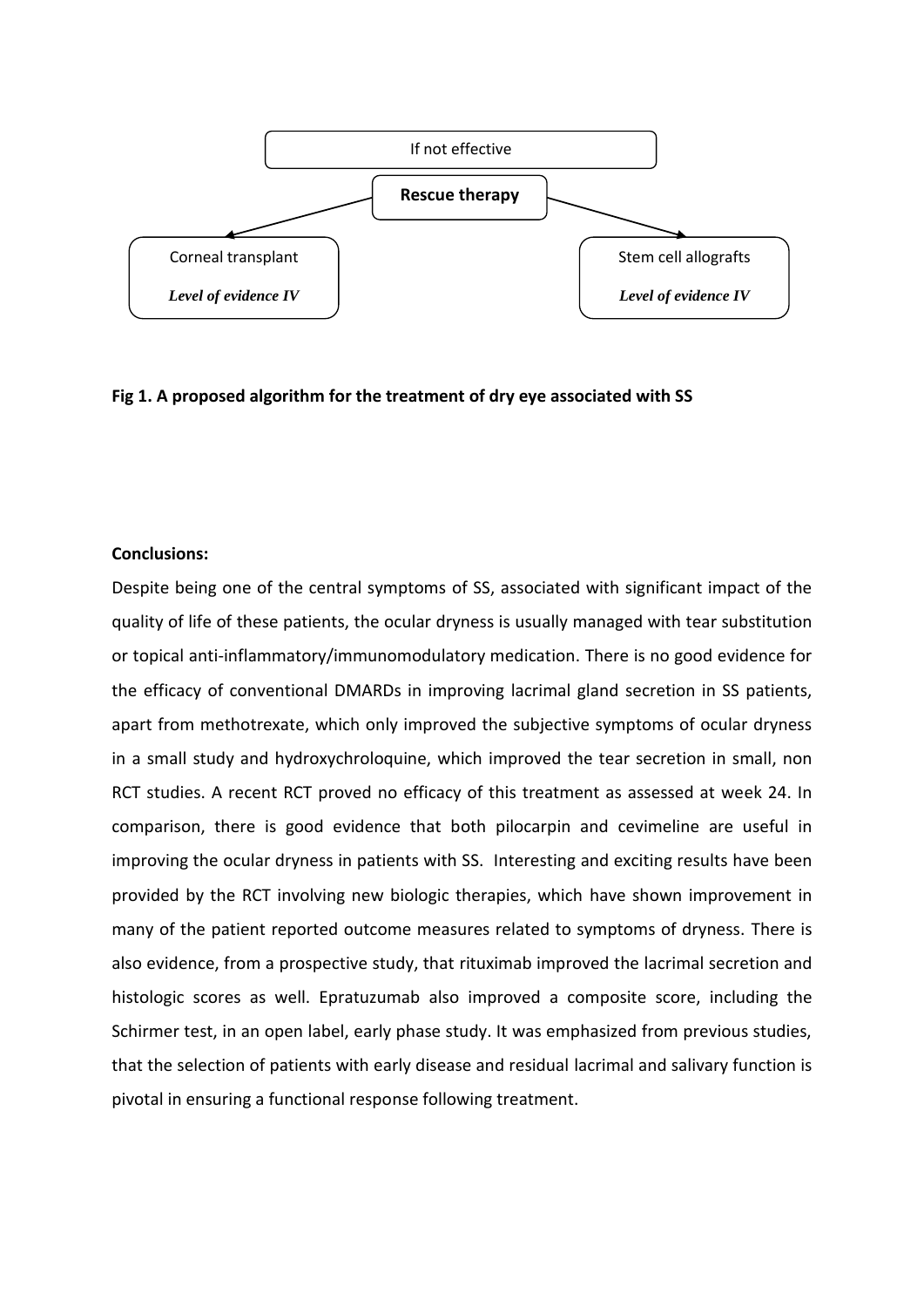If not effective

**Rescue therapy**

Corneal transplant

***Level of evidence IV***

Stem cell allografts

***Level of evidence IV***

**Fig 1. A proposed algorithm for the treatment of dry eye associated with SS**

**Conclusions:**

Despite being one of the central symptoms of SS, associated with significant impact of the quality of life of these patients, the ocular dryness is usually managed with tear substitution or topical anti-inflammatory/immunomodulatory medication. There is no good evidence for the efficacy of conventional DMARDs in improving lacrimal gland secretion in SS patients, apart from methotrexate, which only improved the subjective symptoms of ocular dryness in a small study and hydroxychroloquine, which improved the tear secretion in small, non RCT studies. A recent RCT proved no efficacy of this treatment as assessed at week 24. In comparison, there is good evidence that both pilocarpin and cevimeline are useful in improving the ocular dryness in patients with SS. Interesting and exciting results have been provided by the RCT involving new biologic therapies, which have shown improvement in many of the patient reported outcome measures related to symptoms of dryness. There is also evidence, from a prospective study, that rituximab improved the lacrimal secretion and histologic scores as well. Epratuzumab also improved a composite score, including the Schirmer test, in an open label, early phase study. It was emphasized from previous studies, that the selection of patients with early disease and residual lacrimal and salivary function is pivotal in ensuring a functional response following treatment.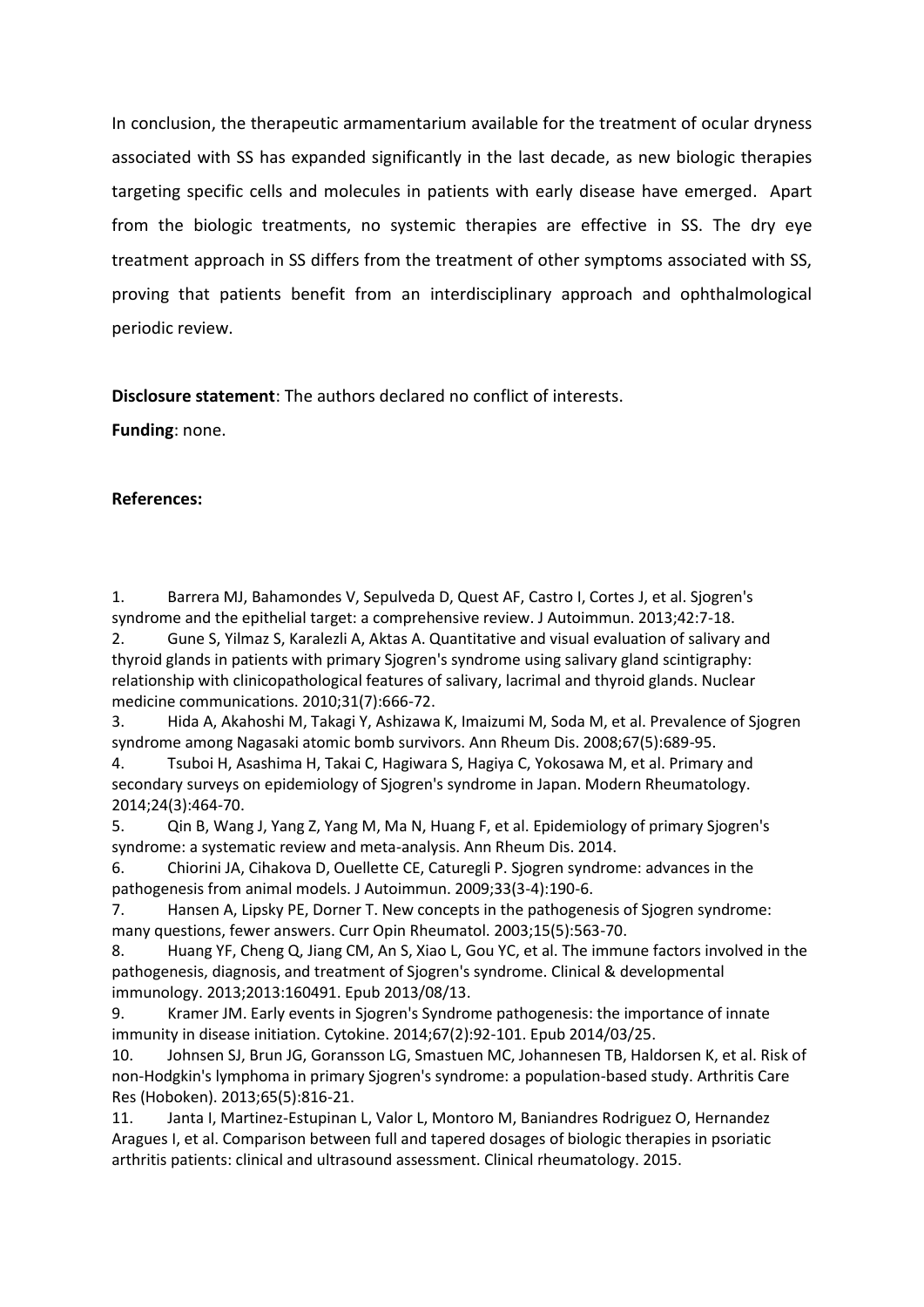In conclusion, the therapeutic armamentarium available for the treatment of ocular dryness associated with SS has expanded significantly in the last decade, as new biologic therapies targeting specific cells and molecules in patients with early disease have emerged. Apart from the biologic treatments, no systemic therapies are effective in SS. The dry eye treatment approach in SS differs from the treatment of other symptoms associated with SS, proving that patients benefit from an interdisciplinary approach and ophthalmological periodic review.

**Disclosure statement**: The authors declared no conflict of interests.

**Funding**: none.

**References:**

1. Barrera MJ, Bahamondes V, Sepulveda D, Quest AF, Castro I, Cortes J, et al. Sjogren's syndrome and the epithelial target: a comprehensive review. J Autoimmun. 2013;42:7-18.
2. Gune S, Yilmaz S, Karalezli A, Aktas A. Quantitative and visual evaluation of salivary and thyroid glands in patients with primary Sjogren's syndrome using salivary gland scintigraphy: relationship with clinicopathological features of salivary, lacrimal and thyroid glands. Nuclear medicine communications. 2010;31(7):666-72.
3. Hida A, Akahoshi M, Takagi Y, Ashizawa K, Imaizumi M, Soda M, et al. Prevalence of Sjogren syndrome among Nagasaki atomic bomb survivors. Ann Rheum Dis. 2008;67(5):689-95.
4. Tsuboi H, Asashima H, Takai C, Hagiwara S, Hagiya C, Yokosawa M, et al. Primary and secondary surveys on epidemiology of Sjogren's syndrome in Japan. Modern Rheumatology. 2014;24(3):464-70.
5. Qin B, Wang J, Yang Z, Yang M, Ma N, Huang F, et al. Epidemiology of primary Sjogren's syndrome: a systematic review and meta-analysis. Ann Rheum Dis. 2014.
6. Chiorini JA, Cihakova D, Ouellette CE, Caturegli P. Sjogren syndrome: advances in the pathogenesis from animal models. J Autoimmun. 2009;33(3-4):190-6.
7. Hansen A, Lipsky PE, Dorner T. New concepts in the pathogenesis of Sjogren syndrome: many questions, fewer answers. Curr Opin Rheumatol. 2003;15(5):563-70.
8. Huang YF, Cheng Q, Jiang CM, An S, Xiao L, Gou YC, et al. The immune factors involved in the pathogenesis, diagnosis, and treatment of Sjogren's syndrome. Clinical & developmental immunology. 2013;2013:160491. Epub 2013/08/13.
9. Kramer JM. Early events in Sjogren's Syndrome pathogenesis: the importance of innate immunity in disease initiation. Cytokine. 2014;67(2):92-101. Epub 2014/03/25.
10. Johnsen SJ, Brun JG, Goransson LG, Smastuen MC, Johannesen TB, Haldorsen K, et al. Risk of non-Hodgkin's lymphoma in primary Sjogren's syndrome: a population-based study. Arthritis Care Res (Hoboken). 2013;65(5):816-21.
11. Janta I, Martinez-Estupinan L, Valor L, Montoro M, Baniandres Rodriguez O, Hernandez Aragues I, et al. Comparison between full and tapered dosages of biologic therapies in psoriatic arthritis patients: clinical and ultrasound assessment. Clinical rheumatology. 2015.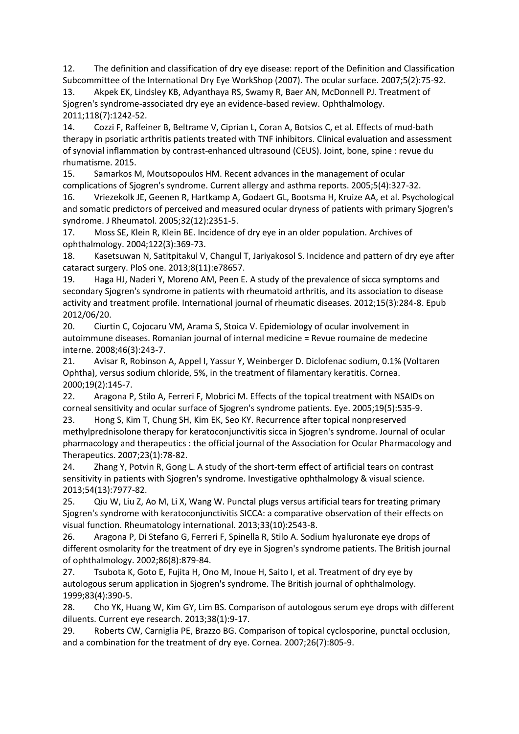12. The definition and classification of dry eye disease: report of the Definition and Classification Subcommittee of the International Dry Eye WorkShop (2007). The ocular surface. 2007;5(2):75-92.
13. Akpek EK, Lindsley KB, Adyanthaya RS, Swamy R, Baer AN, McDonnell PJ. Treatment of Sjogren's syndrome-associated dry eye an evidence-based review. Ophthalmology. 2011;118(7):1242-52.
14. Cozzi F, Raffeiner B, Beltrame V, Ciprian L, Coran A, Botsios C, et al. Effects of mud-bath therapy in psoriatic arthritis patients treated with TNF inhibitors. Clinical evaluation and assessment of synovial inflammation by contrast-enhanced ultrasound (CEUS). Joint, bone, spine : revue du rhumatisme. 2015.
15. Samarkos M, Moutsopoulos HM. Recent advances in the management of ocular complications of Sjogren's syndrome. Current allergy and asthma reports. 2005;5(4):327-32.
16. Vriezekolk JE, Geenen R, Hartkamp A, Godaert GL, Bootsma H, Kruize AA, et al. Psychological and somatic predictors of perceived and measured ocular dryness of patients with primary Sjogren's syndrome. J Rheumatol. 2005;32(12):2351-5.
17. Moss SE, Klein R, Klein BE. Incidence of dry eye in an older population. Archives of ophthalmology. 2004;122(3):369-73.
18. Kasetsuwan N, Satitpitakul V, Changul T, Jariyakosol S. Incidence and pattern of dry eye after cataract surgery. PloS one. 2013;8(11):e78657.
19. Haga HJ, Naderi Y, Moreno AM, Peen E. A study of the prevalence of sicca symptoms and secondary Sjogren's syndrome in patients with rheumatoid arthritis, and its association to disease activity and treatment profile. International journal of rheumatic diseases. 2012;15(3):284-8. Epub 2012/06/20.
20. Ciurtin C, Cojocaru VM, Arama S, Stoica V. Epidemiology of ocular involvement in autoimmune diseases. Romanian journal of internal medicine = Revue roumaine de medecine interne. 2008;46(3):243-7.
21. Avisar R, Robinson A, Appel I, Yassur Y, Weinberger D. Diclofenac sodium, 0.1% (Voltaren Ophtha), versus sodium chloride, 5%, in the treatment of filamentary keratitis. Cornea. 2000;19(2):145-7.
22. Aragona P, Stilo A, Ferreri F, Mobrici M. Effects of the topical treatment with NSAIDs on corneal sensitivity and ocular surface of Sjogren's syndrome patients. Eye. 2005;19(5):535-9.
23. Hong S, Kim T, Chung SH, Kim EK, Seo KY. Recurrence after topical nonpreserved methylprednisolone therapy for keratoconjunctivitis sicca in Sjogren's syndrome. Journal of ocular pharmacology and therapeutics : the official journal of the Association for Ocular Pharmacology and Therapeutics. 2007;23(1):78-82.
24. Zhang Y, Potvin R, Gong L. A study of the short-term effect of artificial tears on contrast sensitivity in patients with Sjogren's syndrome. Investigative ophthalmology & visual science. 2013;54(13):7977-82.
25. Qiu W, Liu Z, Ao M, Li X, Wang W. Punctal plugs versus artificial tears for treating primary Sjogren's syndrome with keratoconjunctivitis SICCA: a comparative observation of their effects on visual function. Rheumatology international. 2013;33(10):2543-8.
26. Aragona P, Di Stefano G, Ferreri F, Spinella R, Stilo A. Sodium hyaluronate eye drops of different osmolarity for the treatment of dry eye in Sjogren's syndrome patients. The British journal of ophthalmology. 2002;86(8):879-84.
27. Tsubota K, Goto E, Fujita H, Ono M, Inoue H, Saito I, et al. Treatment of dry eye by autologous serum application in Sjogren's syndrome. The British journal of ophthalmology. 1999;83(4):390-5.
28. Cho YK, Huang W, Kim GY, Lim BS. Comparison of autologous serum eye drops with different diluents. Current eye research. 2013;38(1):9-17.
29. Roberts CW, Carniglia PE, Brazzo BG. Comparison of topical cyclosporine, punctal occlusion, and a combination for the treatment of dry eye. Cornea. 2007;26(7):805-9.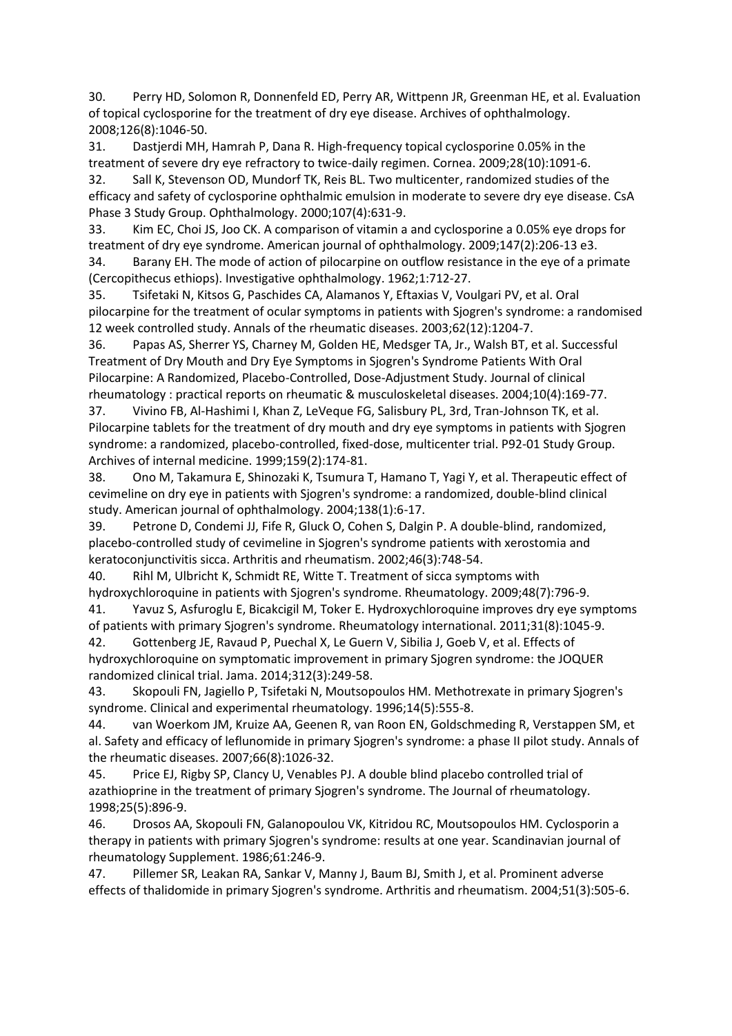30. Perry HD, Solomon R, Donnenfeld ED, Perry AR, Wittpenn JR, Greenman HE, et al. Evaluation of topical cyclosporine for the treatment of dry eye disease. Archives of ophthalmology. 2008;126(8):1046-50.

31. Dastjerdi MH, Hamrah P, Dana R. High-frequency topical cyclosporine 0.05% in the treatment of severe dry eye refractory to twice-daily regimen. Cornea. 2009;28(10):1091-6.

32. Sall K, Stevenson OD, Mundorf TK, Reis BL. Two multicenter, randomized studies of the efficacy and safety of cyclosporine ophthalmic emulsion in moderate to severe dry eye disease. CsA Phase 3 Study Group. Ophthalmology. 2000;107(4):631-9.

33. Kim EC, Choi JS, Joo CK. A comparison of vitamin a and cyclosporine a 0.05% eye drops for treatment of dry eye syndrome. American journal of ophthalmology. 2009;147(2):206-13 e3.

34. Barany EH. The mode of action of pilocarpine on outflow resistance in the eye of a primate (Cercopithecus ethiops). Investigative ophthalmology. 1962;1:712-27.

35. Tsifetaki N, Kitsos G, Paschides CA, Alamanos Y, Eftaxias V, Voulgari PV, et al. Oral pilocarpine for the treatment of ocular symptoms in patients with Sjogren's syndrome: a randomised 12 week controlled study. Annals of the rheumatic diseases. 2003;62(12):1204-7.

36. Papas AS, Sherrer YS, Charney M, Golden HE, Medsger TA, Jr., Walsh BT, et al. Successful Treatment of Dry Mouth and Dry Eye Symptoms in Sjogren's Syndrome Patients With Oral Pilocarpine: A Randomized, Placebo-Controlled, Dose-Adjustment Study. Journal of clinical rheumatology : practical reports on rheumatic & musculoskeletal diseases. 2004;10(4):169-77.

37. Vivino FB, Al-Hashimi I, Khan Z, LeVeque FG, Salisbury PL, 3rd, Tran-Johnson TK, et al. Pilocarpine tablets for the treatment of dry mouth and dry eye symptoms in patients with Sjogren syndrome: a randomized, placebo-controlled, fixed-dose, multicenter trial. P92-01 Study Group. Archives of internal medicine. 1999;159(2):174-81.

38. Ono M, Takamura E, Shinozaki K, Tsumura T, Hamano T, Yagi Y, et al. Therapeutic effect of cevimeline on dry eye in patients with Sjogren's syndrome: a randomized, double-blind clinical study. American journal of ophthalmology. 2004;138(1):6-17.

39. Petrone D, Condemi JJ, Fife R, Gluck O, Cohen S, Dalgin P. A double-blind, randomized, placebo-controlled study of cevimeline in Sjogren's syndrome patients with xerostomia and keratoconjunctivitis sicca. Arthritis and rheumatism. 2002;46(3):748-54.

40. Rihl M, Ulbricht K, Schmidt RE, Witte T. Treatment of sicca symptoms with hydroxychloroquine in patients with Sjogren's syndrome. Rheumatology. 2009;48(7):796-9.

41. Yavuz S, Asfuroglu E, Bicakcigil M, Toker E. Hydroxychloroquine improves dry eye symptoms of patients with primary Sjogren's syndrome. Rheumatology international. 2011;31(8):1045-9.

42. Gottenberg JE, Ravaud P, Puechal X, Le Guern V, Sibilia J, Goeb V, et al. Effects of hydroxychloroquine on symptomatic improvement in primary Sjogren syndrome: the JOQUER randomized clinical trial. Jama. 2014;312(3):249-58.

43. Skopouli FN, Jagiello P, Tsifetaki N, Moutsopoulos HM. Methotrexate in primary Sjogren's syndrome. Clinical and experimental rheumatology. 1996;14(5):555-8.

44. van Woerkom JM, Kruize AA, Geenen R, van Roon EN, Goldschmeding R, Verstappen SM, et al. Safety and efficacy of leflunomide in primary Sjogren's syndrome: a phase II pilot study. Annals of the rheumatic diseases. 2007;66(8):1026-32.

45. Price EJ, Rigby SP, Clancy U, Venables PJ. A double blind placebo controlled trial of azathioprine in the treatment of primary Sjogren's syndrome. The Journal of rheumatology. 1998;25(5):896-9.

46. Drosos AA, Skopouli FN, Galanopoulou VK, Kitridou RC, Moutsopoulos HM. Cyclosporin a therapy in patients with primary Sjogren's syndrome: results at one year. Scandinavian journal of rheumatology Supplement. 1986;61:246-9.

47. Pillemer SR, Leakan RA, Sankar V, Manny J, Baum BJ, Smith J, et al. Prominent adverse effects of thalidomide in primary Sjogren's syndrome. Arthritis and rheumatism. 2004;51(3):505-6.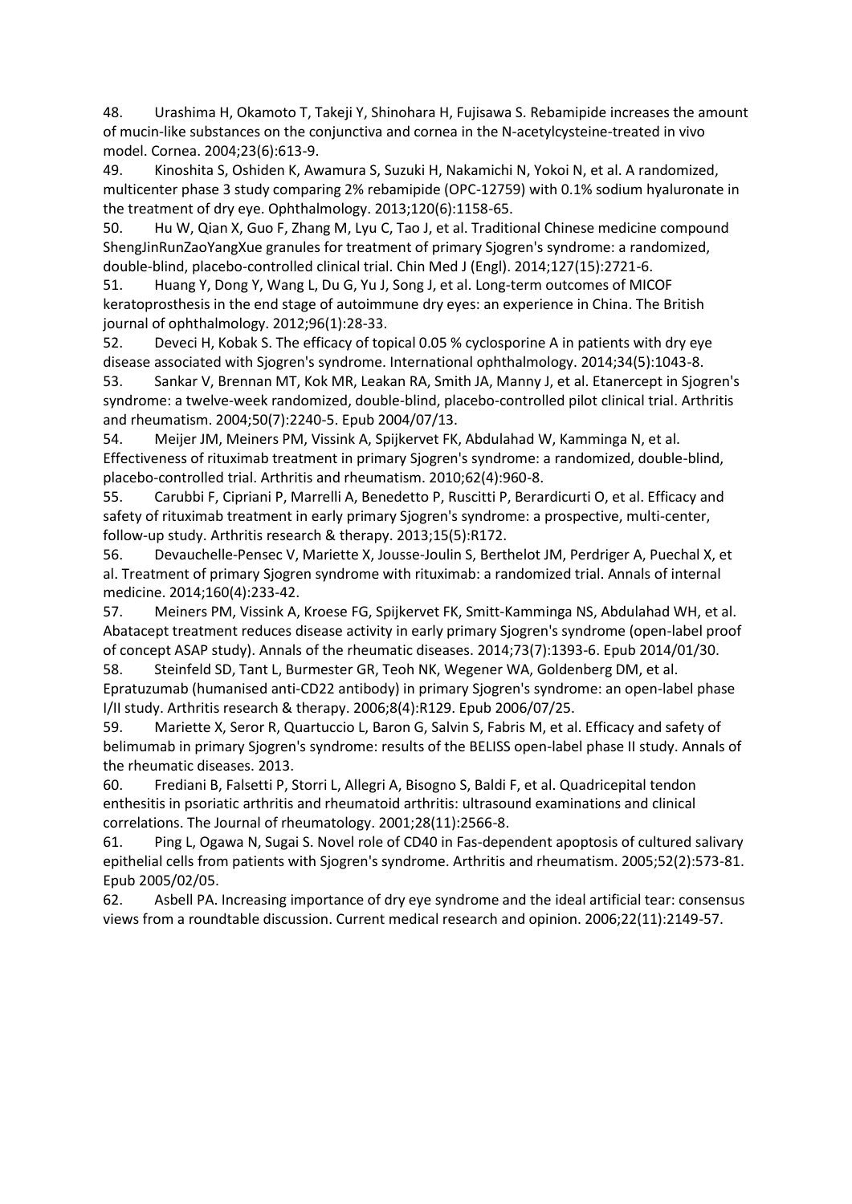48. Urashima H, Okamoto T, Takeji Y, Shinohara H, Fujisawa S. Rebamipide increases the amount of mucin-like substances on the conjunctiva and cornea in the N-acetylcysteine-treated in vivo model. Cornea. 2004;23(6):613-9.

49. Kinoshita S, Oshiden K, Awamura S, Suzuki H, Nakamichi N, Yokoi N, et al. A randomized, multicenter phase 3 study comparing 2% rebamipide (OPC-12759) with 0.1% sodium hyaluronate in the treatment of dry eye. Ophthalmology. 2013;120(6):1158-65.

50. Hu W, Qian X, Guo F, Zhang M, Lyu C, Tao J, et al. Traditional Chinese medicine compound ShengJinRunZaoYangXue granules for treatment of primary Sjogren's syndrome: a randomized, double-blind, placebo-controlled clinical trial. Chin Med J (Engl). 2014;127(15):2721-6.

51. Huang Y, Dong Y, Wang L, Du G, Yu J, Song J, et al. Long-term outcomes of MICOF keratoprosthesis in the end stage of autoimmune dry eyes: an experience in China. The British journal of ophthalmology. 2012;96(1):28-33.

52. Deveci H, Kobak S. The efficacy of topical 0.05 % cyclosporine A in patients with dry eye disease associated with Sjogren's syndrome. International ophthalmology. 2014;34(5):1043-8.

53. Sankar V, Brennan MT, Kok MR, Leakan RA, Smith JA, Manny J, et al. Etanercept in Sjogren's syndrome: a twelve-week randomized, double-blind, placebo-controlled pilot clinical trial. Arthritis and rheumatism. 2004;50(7):2240-5. Epub 2004/07/13.

54. Meijer JM, Meiners PM, Vissink A, Spijkervet FK, Abdulahad W, Kamminga N, et al. Effectiveness of rituximab treatment in primary Sjogren's syndrome: a randomized, double-blind, placebo-controlled trial. Arthritis and rheumatism. 2010;62(4):960-8.

55. Carubbi F, Cipriani P, Marrelli A, Benedetto P, Ruscitti P, Berardicurti O, et al. Efficacy and safety of rituximab treatment in early primary Sjogren's syndrome: a prospective, multi-center, follow-up study. Arthritis research & therapy. 2013;15(5):R172.

56. Devauchelle-Pensec V, Mariette X, Jousse-Joulin S, Berthelot JM, Perdriger A, Puechal X, et al. Treatment of primary Sjogren syndrome with rituximab: a randomized trial. Annals of internal medicine. 2014;160(4):233-42.

57. Meiners PM, Vissink A, Kroese FG, Spijkervet FK, Smitt-Kamminga NS, Abdulahad WH, et al. Abatacept treatment reduces disease activity in early primary Sjogren's syndrome (open-label proof of concept ASAP study). Annals of the rheumatic diseases. 2014;73(7):1393-6. Epub 2014/01/30.

58. Steinfeld SD, Tant L, Burmester GR, Teoh NK, Wegener WA, Goldenberg DM, et al. Epratuzumab (humanised anti-CD22 antibody) in primary Sjogren's syndrome: an open-label phase I/II study. Arthritis research & therapy. 2006;8(4):R129. Epub 2006/07/25.

59. Mariette X, Seror R, Quartuccio L, Baron G, Salvin S, Fabris M, et al. Efficacy and safety of belimumab in primary Sjogren's syndrome: results of the BELISS open-label phase II study. Annals of the rheumatic diseases. 2013.

60. Frediani B, Falsetti P, Storri L, Allegri A, Bisogno S, Baldi F, et al. Quadricepital tendon enthesitis in psoriatic arthritis and rheumatoid arthritis: ultrasound examinations and clinical correlations. The Journal of rheumatology. 2001;28(11):2566-8.

61. Ping L, Ogawa N, Sugai S. Novel role of CD40 in Fas-dependent apoptosis of cultured salivary epithelial cells from patients with Sjogren's syndrome. Arthritis and rheumatism. 2005;52(2):573-81. Epub 2005/02/05.

62. Asbell PA. Increasing importance of dry eye syndrome and the ideal artificial tear: consensus views from a roundtable discussion. Current medical research and opinion. 2006;22(11):2149-57.